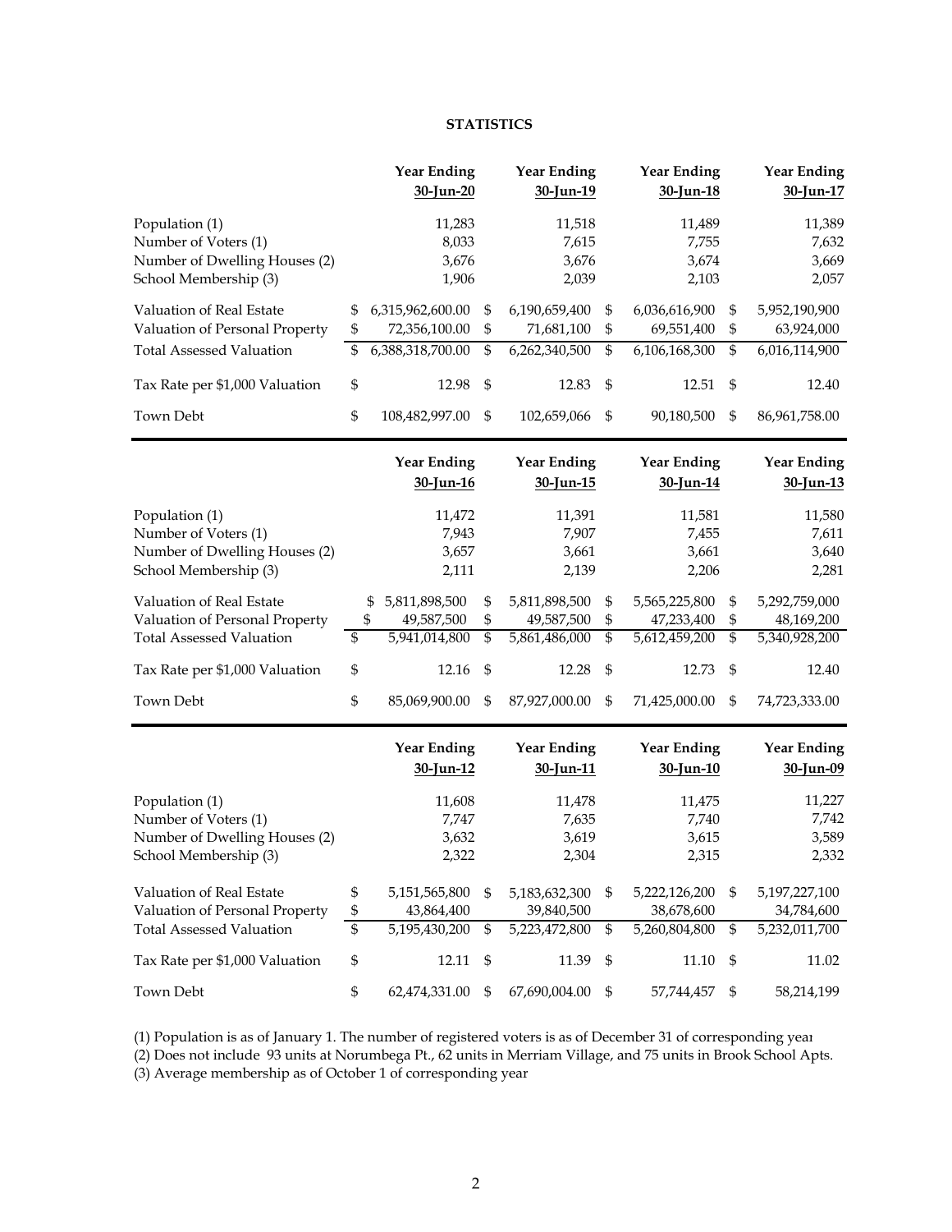**STATISTICS**

| | Year Ending 30-Jun-20 | Year Ending 30-Jun-19 | Year Ending 30-Jun-18 | Year Ending 30-Jun-17 |
|---|---|---|---|---|
| Population (1) | 11,283 | 11,518 | 11,489 | 11,389 |
| Number of Voters (1) | 8,033 | 7,615 | 7,755 | 7,632 |
| Number of Dwelling Houses (2) | 3,676 | 3,676 | 3,674 | 3,669 |
| School Membership (3) | 1,906 | 2,039 | 2,103 | 2,057 |
| Valuation of Real Estate | $ 6,315,962,600.00 | $ 6,190,659,400 | $ 6,036,616,900 | $ 5,952,190,900 |
| Valuation of Personal Property | $ 72,356,100.00 | $ 71,681,100 | $ 69,551,400 | $ 63,924,000 |
| Total Assessed Valuation | $ 6,388,318,700.00 | $ 6,262,340,500 | $ 6,106,168,300 | $ 6,016,114,900 |
| Tax Rate per $1,000 Valuation | $ 12.98 | $ 12.83 | $ 12.51 | $ 12.40 |
| Town Debt | $ 108,482,997.00 | $ 102,659,066 | $ 90,180,500 | $ 86,961,758.00 |

| | Year Ending 30-Jun-16 | Year Ending 30-Jun-15 | Year Ending 30-Jun-14 | Year Ending 30-Jun-13 |
|---|---|---|---|---|
| Population (1) | 11,472 | 11,391 | 11,581 | 11,580 |
| Number of Voters (1) | 7,943 | 7,907 | 7,455 | 7,611 |
| Number of Dwelling Houses (2) | 3,657 | 3,661 | 3,661 | 3,640 |
| School Membership (3) | 2,111 | 2,139 | 2,206 | 2,281 |
| Valuation of Real Estate | $ 5,811,898,500 | $ 5,811,898,500 | $ 5,565,225,800 | $ 5,292,759,000 |
| Valuation of Personal Property | $ 49,587,500 | $ 49,587,500 | $ 47,233,400 | $ 48,169,200 |
| Total Assessed Valuation | $ 5,941,014,800 | $ 5,861,486,000 | $ 5,612,459,200 | $ 5,340,928,200 |
| Tax Rate per $1,000 Valuation | $ 12.16 | $ 12.28 | $ 12.73 | $ 12.40 |
| Town Debt | $ 85,069,900.00 | $ 87,927,000.00 | $ 71,425,000.00 | $ 74,723,333.00 |

| | Year Ending 30-Jun-12 | Year Ending 30-Jun-11 | Year Ending 30-Jun-10 | Year Ending 30-Jun-09 |
|---|---|---|---|---|
| Population (1) | 11,608 | 11,478 | 11,475 | 11,227 |
| Number of Voters (1) | 7,747 | 7,635 | 7,740 | 7,742 |
| Number of Dwelling Houses (2) | 3,632 | 3,619 | 3,615 | 3,589 |
| School Membership (3) | 2,322 | 2,304 | 2,315 | 2,332 |
| Valuation of Real Estate | $ 5,151,565,800 | $ 5,183,632,300 | $ 5,222,126,200 | $ 5,197,227,100 |
| Valuation of Personal Property | $ 43,864,400 | 39,840,500 | 38,678,600 | 34,784,600 |
| Total Assessed Valuation | $ 5,195,430,200 | $ 5,223,472,800 | $ 5,260,804,800 | $ 5,232,011,700 |
| Tax Rate per $1,000 Valuation | $ 12.11 | $ 11.39 | $ 11.10 | $ 11.02 |
| Town Debt | $ 62,474,331.00 | $ 67,690,004.00 | $ 57,744,457 | $ 58,214,199 |

(1) Population is as of January 1. The number of registered voters is as of December 31 of corresponding year

(2) Does not include 93 units at Norumbega Pt., 62 units in Merriam Village, and 75 units in Brook School Apts.

(3) Average membership as of October 1 of corresponding year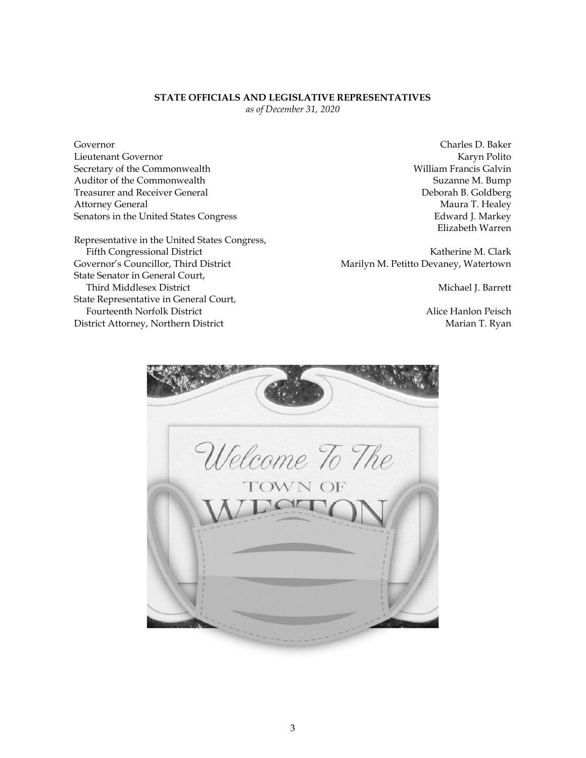**STATE OFFICIALS AND LEGISLATIVE REPRESENTATIVES**

*as of December 31, 2020*

| | |
|---|---|
| Governor | Charles D. Baker |
| Lieutenant Governor | Karyn Polito |
| Secretary of the Commonwealth | William Francis Galvin |
| Auditor of the Commonwealth | Suzanne M. Bump |
| Treasurer and Receiver General | Deborah B. Goldberg |
| Attorney General | Maura T. Healey |
| Senators in the United States Congress | Edward J. Markey<br>Elizabeth Warren |
| Representative in the United States Congress, Fifth Congressional District | Katherine M. Clark |
| Governor's Councillor, Third District | Marilyn M. Petitto Devaney, Watertown |
| State Senator in General Court, Third Middlesex District | Michael J. Barrett |
| State Representative in General Court, Fourteenth Norfolk District | Alice Hanlon Peisch |
| District Attorney, Northern District | Marian T. Ryan |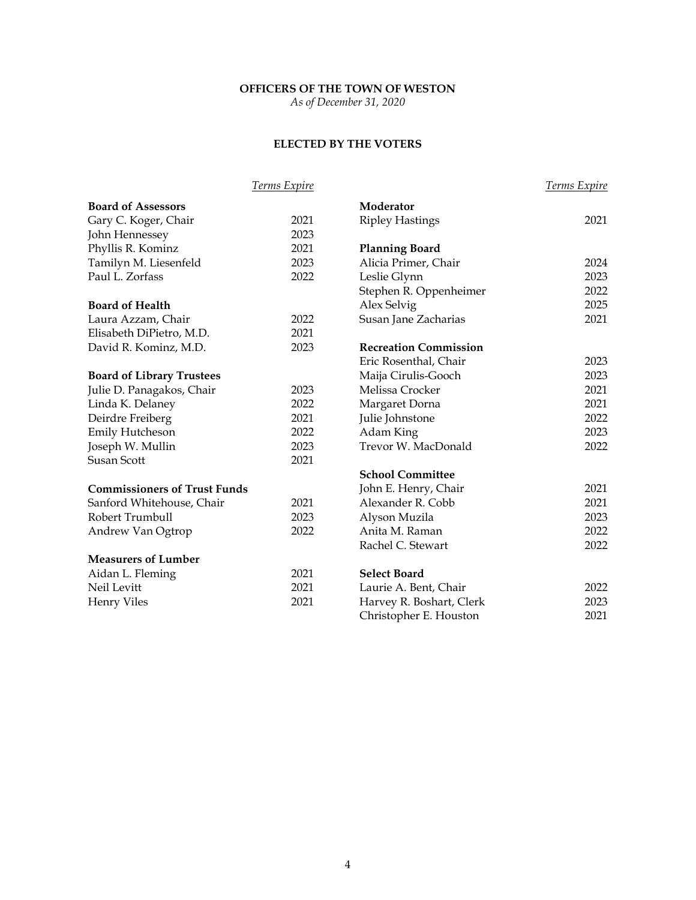# OFFICERS OF THE TOWN OF WESTON

*As of December 31, 2020*

## ELECTED BY THE VOTERS

| | *Terms Expire* |
|---|---|
| **Board of Assessors** | |
| Gary C. Koger, Chair | 2021 |
| John Hennessey | 2023 |
| Phyllis R. Kominz | 2021 |
| Tamilyn M. Liesenfeld | 2023 |
| Paul L. Zorfass | 2022 |
| **Board of Health** | |
| Laura Azzam, Chair | 2022 |
| Elisabeth DiPietro, M.D. | 2021 |
| David R. Kominz, M.D. | 2023 |
| **Board of Library Trustees** | |
| Julie D. Panagakos, Chair | 2023 |
| Linda K. Delaney | 2022 |
| Deirdre Freiberg | 2021 |
| Emily Hutcheson | 2022 |
| Joseph W. Mullin | 2023 |
| Susan Scott | 2021 |
| **Commissioners of Trust Funds** | |
| Sanford Whitehouse, Chair | 2021 |
| Robert Trumbull | 2023 |
| Andrew Van Ogtrop | 2022 |
| **Measurers of Lumber** | |
| Aidan L. Fleming | 2021 |
| Neil Levitt | 2021 |
| Henry Viles | 2021 |
| **Moderator** | |
| Ripley Hastings | 2021 |
| **Planning Board** | |
| Alicia Primer, Chair | 2024 |
| Leslie Glynn | 2023 |
| Stephen R. Oppenheimer | 2022 |
| Alex Selvig | 2025 |
| Susan Jane Zacharias | 2021 |
| **Recreation Commission** | |
| Eric Rosenthal, Chair | 2023 |
| Maija Cirulis-Gooch | 2023 |
| Melissa Crocker | 2021 |
| Margaret Dorna | 2021 |
| Julie Johnstone | 2022 |
| Adam King | 2023 |
| Trevor W. MacDonald | 2022 |
| **School Committee** | |
| John E. Henry, Chair | 2021 |
| Alexander R. Cobb | 2021 |
| Alyson Muzila | 2023 |
| Anita M. Raman | 2022 |
| Rachel C. Stewart | 2022 |
| **Select Board** | |
| Laurie A. Bent, Chair | 2022 |
| Harvey R. Boshart, Clerk | 2023 |
| Christopher E. Houston | 2021 |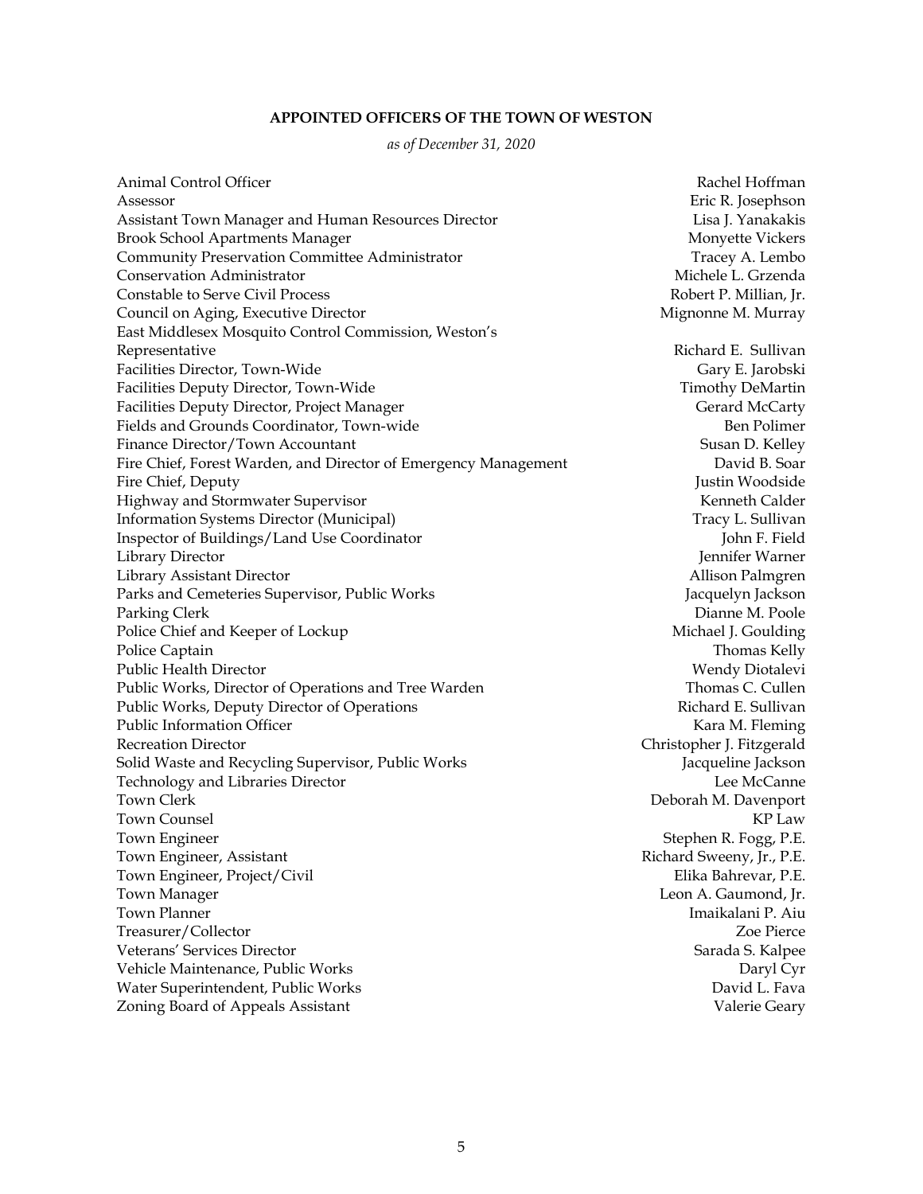## APPOINTED OFFICERS OF THE TOWN OF WESTON

*as of December 31, 2020*

| Position | Name |
|---|---|
| Animal Control Officer | Rachel Hoffman |
| Assessor | Eric R. Josephson |
| Assistant Town Manager and Human Resources Director | Lisa J. Yanakakis |
| Brook School Apartments Manager | Monyette Vickers |
| Community Preservation Committee Administrator | Tracey A. Lembo |
| Conservation Administrator | Michele L. Grzenda |
| Constable to Serve Civil Process | Robert P. Millian, Jr. |
| Council on Aging, Executive Director | Mignonne M. Murray |
| East Middlesex Mosquito Control Commission, Weston's Representative | Richard E. Sullivan |
| Facilities Director, Town-Wide | Gary E. Jarobski |
| Facilities Deputy Director, Town-Wide | Timothy DeMartin |
| Facilities Deputy Director, Project Manager | Gerard McCarty |
| Fields and Grounds Coordinator, Town-wide | Ben Polimer |
| Finance Director/Town Accountant | Susan D. Kelley |
| Fire Chief, Forest Warden, and Director of Emergency Management | David B. Soar |
| Fire Chief, Deputy | Justin Woodside |
| Highway and Stormwater Supervisor | Kenneth Calder |
| Information Systems Director (Municipal) | Tracy L. Sullivan |
| Inspector of Buildings/Land Use Coordinator | John F. Field |
| Library Director | Jennifer Warner |
| Library Assistant Director | Allison Palmgren |
| Parks and Cemeteries Supervisor, Public Works | Jacquelyn Jackson |
| Parking Clerk | Dianne M. Poole |
| Police Chief and Keeper of Lockup | Michael J. Goulding |
| Police Captain | Thomas Kelly |
| Public Health Director | Wendy Diotalevi |
| Public Works, Director of Operations and Tree Warden | Thomas C. Cullen |
| Public Works, Deputy Director of Operations | Richard E. Sullivan |
| Public Information Officer | Kara M. Fleming |
| Recreation Director | Christopher J. Fitzgerald |
| Solid Waste and Recycling Supervisor, Public Works | Jacqueline Jackson |
| Technology and Libraries Director | Lee McCanne |
| Town Clerk | Deborah M. Davenport |
| Town Counsel | KP Law |
| Town Engineer | Stephen R. Fogg, P.E. |
| Town Engineer, Assistant | Richard Sweeny, Jr., P.E. |
| Town Engineer, Project/Civil | Elika Bahrevar, P.E. |
| Town Manager | Leon A. Gaumond, Jr. |
| Town Planner | Imaikalani P. Aiu |
| Treasurer/Collector | Zoe Pierce |
| Veterans' Services Director | Sarada S. Kalpee |
| Vehicle Maintenance, Public Works | Daryl Cyr |
| Water Superintendent, Public Works | David L. Fava |
| Zoning Board of Appeals Assistant | Valerie Geary |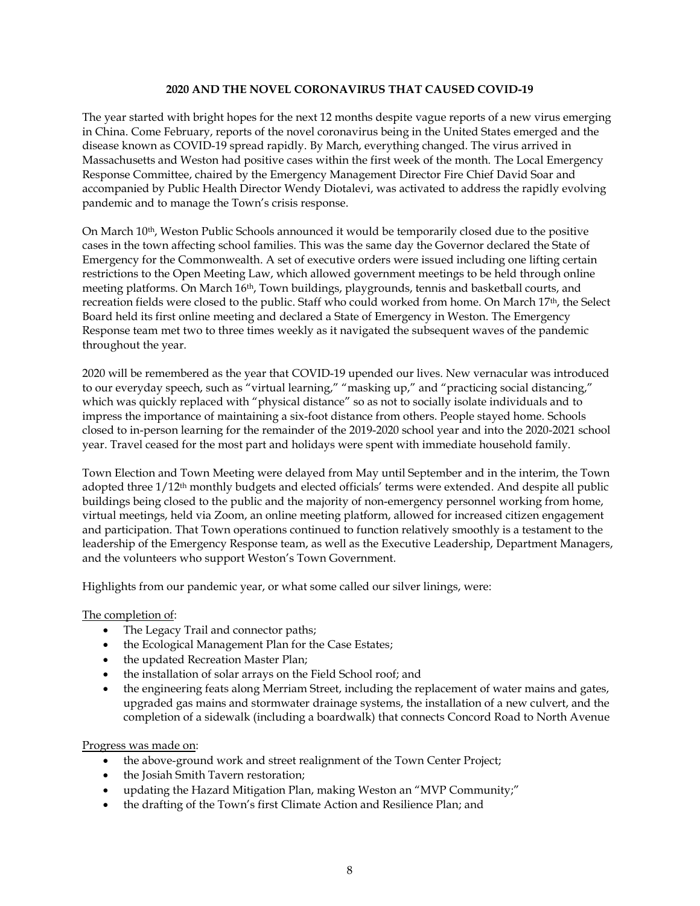## 2020 AND THE NOVEL CORONAVIRUS THAT CAUSED COVID-19

The year started with bright hopes for the next 12 months despite vague reports of a new virus emerging in China. Come February, reports of the novel coronavirus being in the United States emerged and the disease known as COVID-19 spread rapidly. By March, everything changed. The virus arrived in Massachusetts and Weston had positive cases within the first week of the month. The Local Emergency Response Committee, chaired by the Emergency Management Director Fire Chief David Soar and accompanied by Public Health Director Wendy Diotalevi, was activated to address the rapidly evolving pandemic and to manage the Town's crisis response.

On March 10th, Weston Public Schools announced it would be temporarily closed due to the positive cases in the town affecting school families. This was the same day the Governor declared the State of Emergency for the Commonwealth. A set of executive orders were issued including one lifting certain restrictions to the Open Meeting Law, which allowed government meetings to be held through online meeting platforms. On March 16th, Town buildings, playgrounds, tennis and basketball courts, and recreation fields were closed to the public. Staff who could worked from home. On March 17th, the Select Board held its first online meeting and declared a State of Emergency in Weston. The Emergency Response team met two to three times weekly as it navigated the subsequent waves of the pandemic throughout the year.

2020 will be remembered as the year that COVID-19 upended our lives. New vernacular was introduced to our everyday speech, such as "virtual learning," "masking up," and "practicing social distancing," which was quickly replaced with "physical distance" so as not to socially isolate individuals and to impress the importance of maintaining a six-foot distance from others. People stayed home. Schools closed to in-person learning for the remainder of the 2019-2020 school year and into the 2020-2021 school year. Travel ceased for the most part and holidays were spent with immediate household family.

Town Election and Town Meeting were delayed from May until September and in the interim, the Town adopted three 1/12th monthly budgets and elected officials' terms were extended. And despite all public buildings being closed to the public and the majority of non-emergency personnel working from home, virtual meetings, held via Zoom, an online meeting platform, allowed for increased citizen engagement and participation. That Town operations continued to function relatively smoothly is a testament to the leadership of the Emergency Response team, as well as the Executive Leadership, Department Managers, and the volunteers who support Weston's Town Government.

Highlights from our pandemic year, or what some called our silver linings, were:

<u>The completion of</u>:

- The Legacy Trail and connector paths;
- the Ecological Management Plan for the Case Estates;
- the updated Recreation Master Plan;
- the installation of solar arrays on the Field School roof; and
- the engineering feats along Merriam Street, including the replacement of water mains and gates, upgraded gas mains and stormwater drainage systems, the installation of a new culvert, and the completion of a sidewalk (including a boardwalk) that connects Concord Road to North Avenue

<u>Progress was made on</u>:

- the above-ground work and street realignment of the Town Center Project;
- the Josiah Smith Tavern restoration;
- updating the Hazard Mitigation Plan, making Weston an "MVP Community;"
- the drafting of the Town's first Climate Action and Resilience Plan; and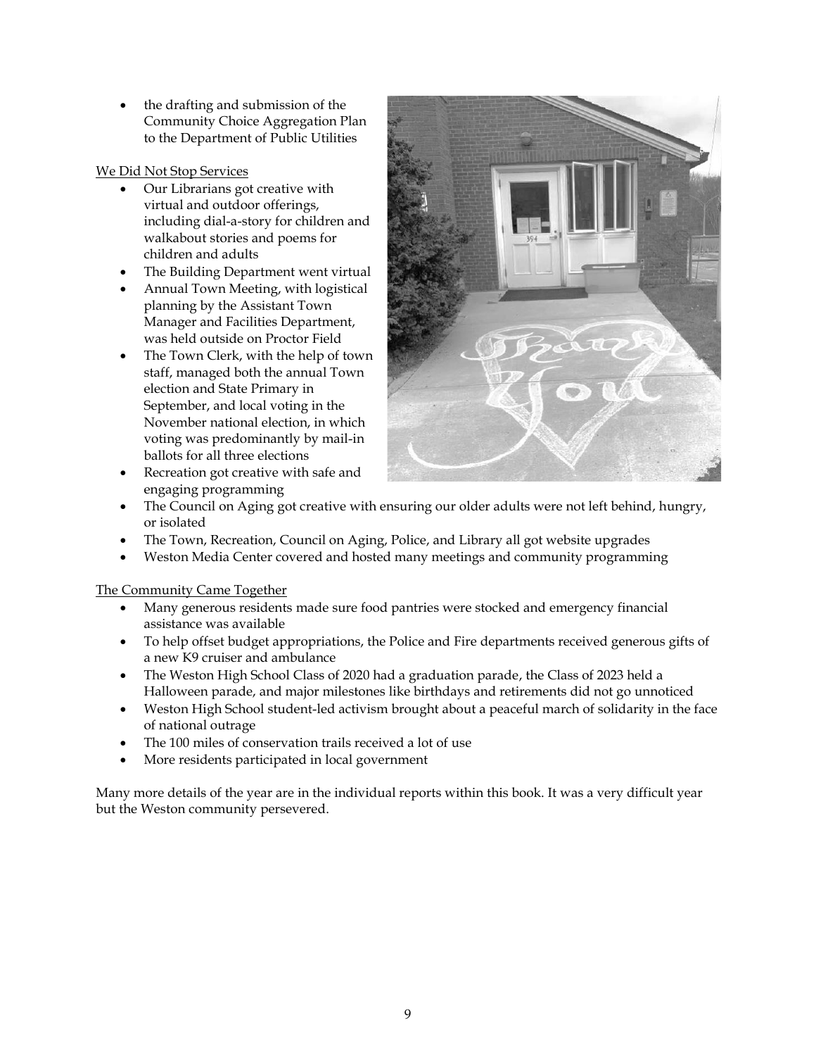- the drafting and submission of the Community Choice Aggregation Plan to the Department of Public Utilities

We Did Not Stop Services

- Our Librarians got creative with virtual and outdoor offerings, including dial-a-story for children and walkabout stories and poems for children and adults
- The Building Department went virtual
- Annual Town Meeting, with logistical planning by the Assistant Town Manager and Facilities Department, was held outside on Proctor Field
- The Town Clerk, with the help of town staff, managed both the annual Town election and State Primary in September, and local voting in the November national election, in which voting was predominantly by mail-in ballots for all three elections
- Recreation got creative with safe and engaging programming
- The Council on Aging got creative with ensuring our older adults were not left behind, hungry, or isolated
- The Town, Recreation, Council on Aging, Police, and Library all got website upgrades
- Weston Media Center covered and hosted many meetings and community programming

The Community Came Together

- Many generous residents made sure food pantries were stocked and emergency financial assistance was available
- To help offset budget appropriations, the Police and Fire departments received generous gifts of a new K9 cruiser and ambulance
- The Weston High School Class of 2020 had a graduation parade, the Class of 2023 held a Halloween parade, and major milestones like birthdays and retirements did not go unnoticed
- Weston High School student-led activism brought about a peaceful march of solidarity in the face of national outrage
- The 100 miles of conservation trails received a lot of use
- More residents participated in local government

Many more details of the year are in the individual reports within this book. It was a very difficult year but the Weston community persevered.